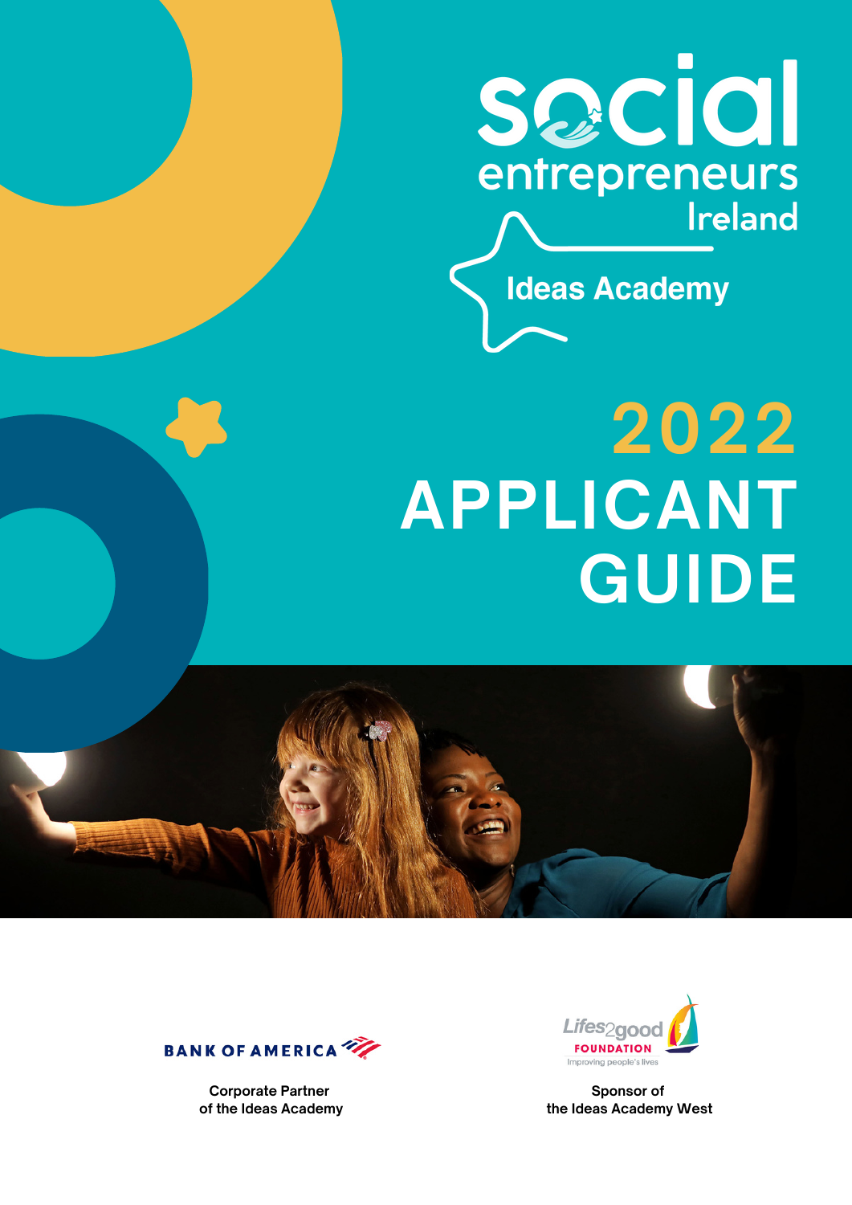social entrepreneurs Ireland

Ideas Academy

# 2022 APPLICANT GUIDE

BANK OF AMERICA

Corporate Partner of the Ideas Academy

Lifes2good FOUNDATION
Improving people's lives

Sponsor of the Ideas Academy West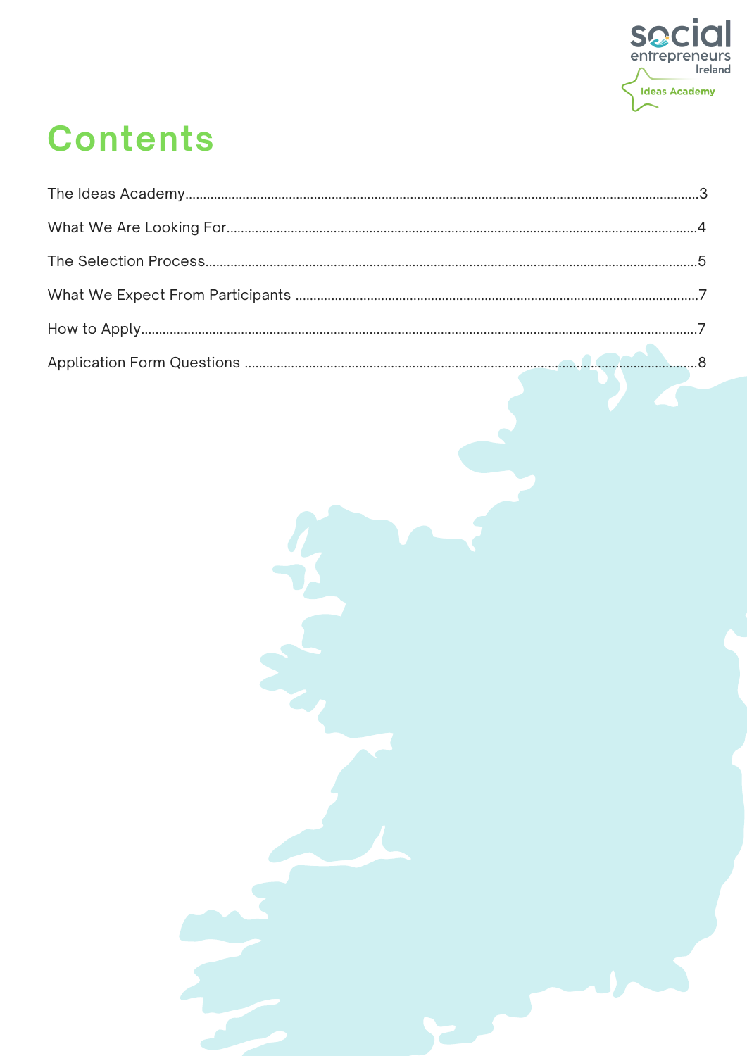# Contents

The Ideas Academy....................3

What We Are Looking For....................4

The Selection Process....................5

What We Expect From Participants....................7

How to Apply....................7

Application Form Questions....................8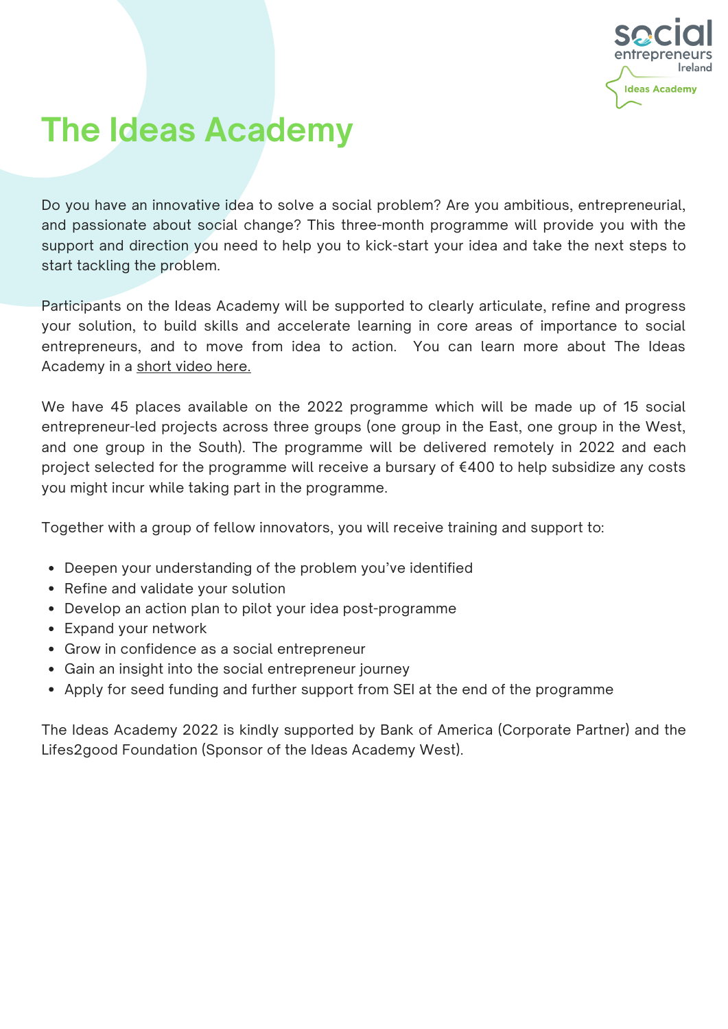# The Ideas Academy

Do you have an innovative idea to solve a social problem? Are you ambitious, entrepreneurial, and passionate about social change? This three-month programme will provide you with the support and direction you need to help you to kick-start your idea and take the next steps to start tackling the problem.

Participants on the Ideas Academy will be supported to clearly articulate, refine and progress your solution, to build skills and accelerate learning in core areas of importance to social entrepreneurs, and to move from idea to action. You can learn more about The Ideas Academy in a short video here.

We have 45 places available on the 2022 programme which will be made up of 15 social entrepreneur-led projects across three groups (one group in the East, one group in the West, and one group in the South). The programme will be delivered remotely in 2022 and each project selected for the programme will receive a bursary of €400 to help subsidize any costs you might incur while taking part in the programme.

Together with a group of fellow innovators, you will receive training and support to:

- Deepen your understanding of the problem you've identified
- Refine and validate your solution
- Develop an action plan to pilot your idea post-programme
- Expand your network
- Grow in confidence as a social entrepreneur
- Gain an insight into the social entrepreneur journey
- Apply for seed funding and further support from SEI at the end of the programme

The Ideas Academy 2022 is kindly supported by Bank of America (Corporate Partner) and the Lifes2good Foundation (Sponsor of the Ideas Academy West).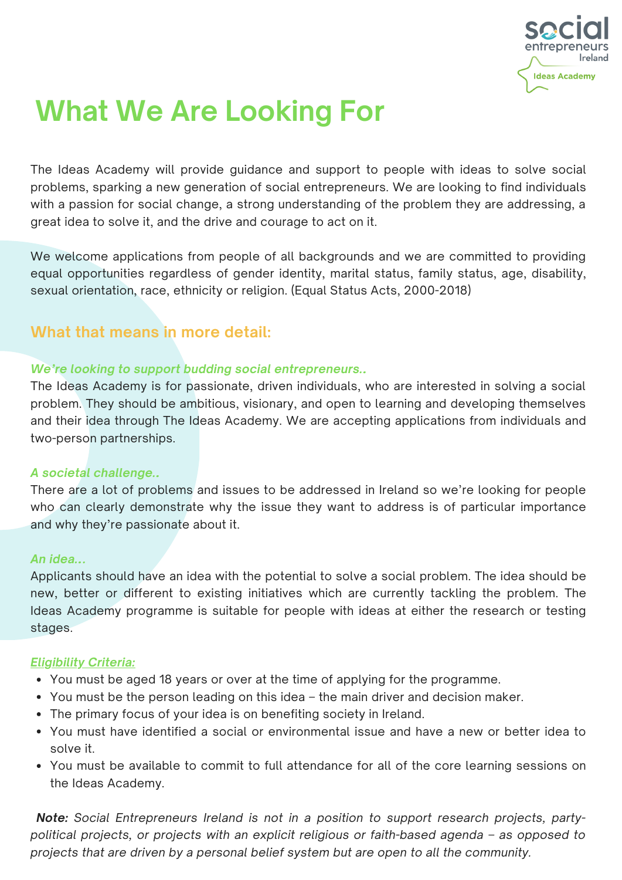# What We Are Looking For

The Ideas Academy will provide guidance and support to people with ideas to solve social problems, sparking a new generation of social entrepreneurs. We are looking to find individuals with a passion for social change, a strong understanding of the problem they are addressing, a great idea to solve it, and the drive and courage to act on it.

We welcome applications from people of all backgrounds and we are committed to providing equal opportunities regardless of gender identity, marital status, family status, age, disability, sexual orientation, race, ethnicity or religion. (Equal Status Acts, 2000-2018)

## What that means in more detail:

***We're looking to support budding social entrepreneurs..***

The Ideas Academy is for passionate, driven individuals, who are interested in solving a social problem. They should be ambitious, visionary, and open to learning and developing themselves and their idea through The Ideas Academy. We are accepting applications from individuals and two-person partnerships.

***A societal challenge..***

There are a lot of problems and issues to be addressed in Ireland so we're looking for people who can clearly demonstrate why the issue they want to address is of particular importance and why they're passionate about it.

***An idea...***

Applicants should have an idea with the potential to solve a social problem. The idea should be new, better or different to existing initiatives which are currently tackling the problem. The Ideas Academy programme is suitable for people with ideas at either the research or testing stages.

***Eligibility Criteria:***

- You must be aged 18 years or over at the time of applying for the programme.
- You must be the person leading on this idea – the main driver and decision maker.
- The primary focus of your idea is on benefiting society in Ireland.
- You must have identified a social or environmental issue and have a new or better idea to solve it.
- You must be available to commit to full attendance for all of the core learning sessions on the Ideas Academy.

***Note:*** *Social Entrepreneurs Ireland is not in a position to support research projects, party-political projects, or projects with an explicit religious or faith-based agenda – as opposed to projects that are driven by a personal belief system but are open to all the community.*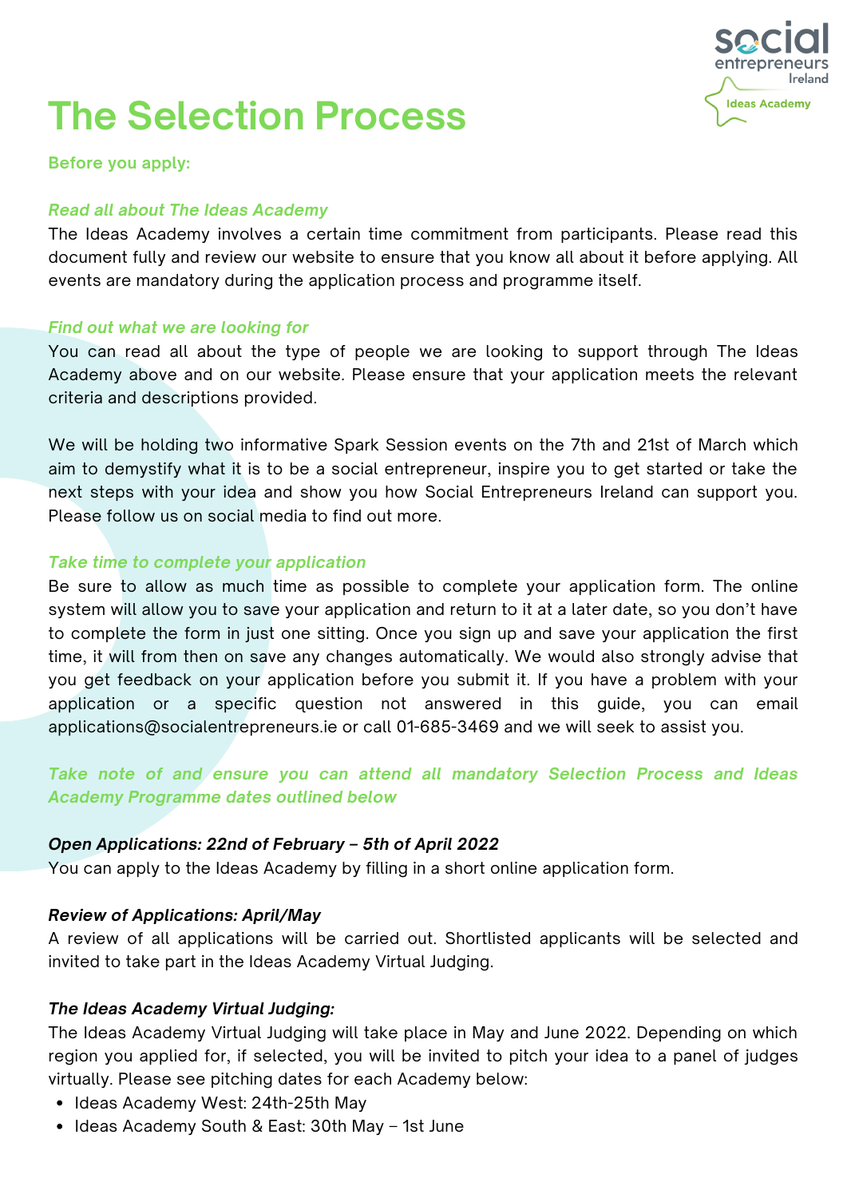# The Selection Process

**Before you apply:**

***Read all about The Ideas Academy***

The Ideas Academy involves a certain time commitment from participants. Please read this document fully and review our website to ensure that you know all about it before applying. All events are mandatory during the application process and programme itself.

***Find out what we are looking for***

You can read all about the type of people we are looking to support through The Ideas Academy above and on our website. Please ensure that your application meets the relevant criteria and descriptions provided.

We will be holding two informative Spark Session events on the 7th and 21st of March which aim to demystify what it is to be a social entrepreneur, inspire you to get started or take the next steps with your idea and show you how Social Entrepreneurs Ireland can support you. Please follow us on social media to find out more.

***Take time to complete your application***

Be sure to allow as much time as possible to complete your application form. The online system will allow you to save your application and return to it at a later date, so you don't have to complete the form in just one sitting. Once you sign up and save your application the first time, it will from then on save any changes automatically. We would also strongly advise that you get feedback on your application before you submit it. If you have a problem with your application or a specific question not answered in this guide, you can email applications@socialentrepreneurs.ie or call 01-685-3469 and we will seek to assist you.

***Take note of and ensure you can attend all mandatory Selection Process and Ideas Academy Programme dates outlined below***

***Open Applications: 22nd of February – 5th of April 2022***

You can apply to the Ideas Academy by filling in a short online application form.

***Review of Applications: April/May***

A review of all applications will be carried out. Shortlisted applicants will be selected and invited to take part in the Ideas Academy Virtual Judging.

***The Ideas Academy Virtual Judging:***

The Ideas Academy Virtual Judging will take place in May and June 2022. Depending on which region you applied for, if selected, you will be invited to pitch your idea to a panel of judges virtually. Please see pitching dates for each Academy below:

- Ideas Academy West: 24th-25th May
- Ideas Academy South & East: 30th May – 1st June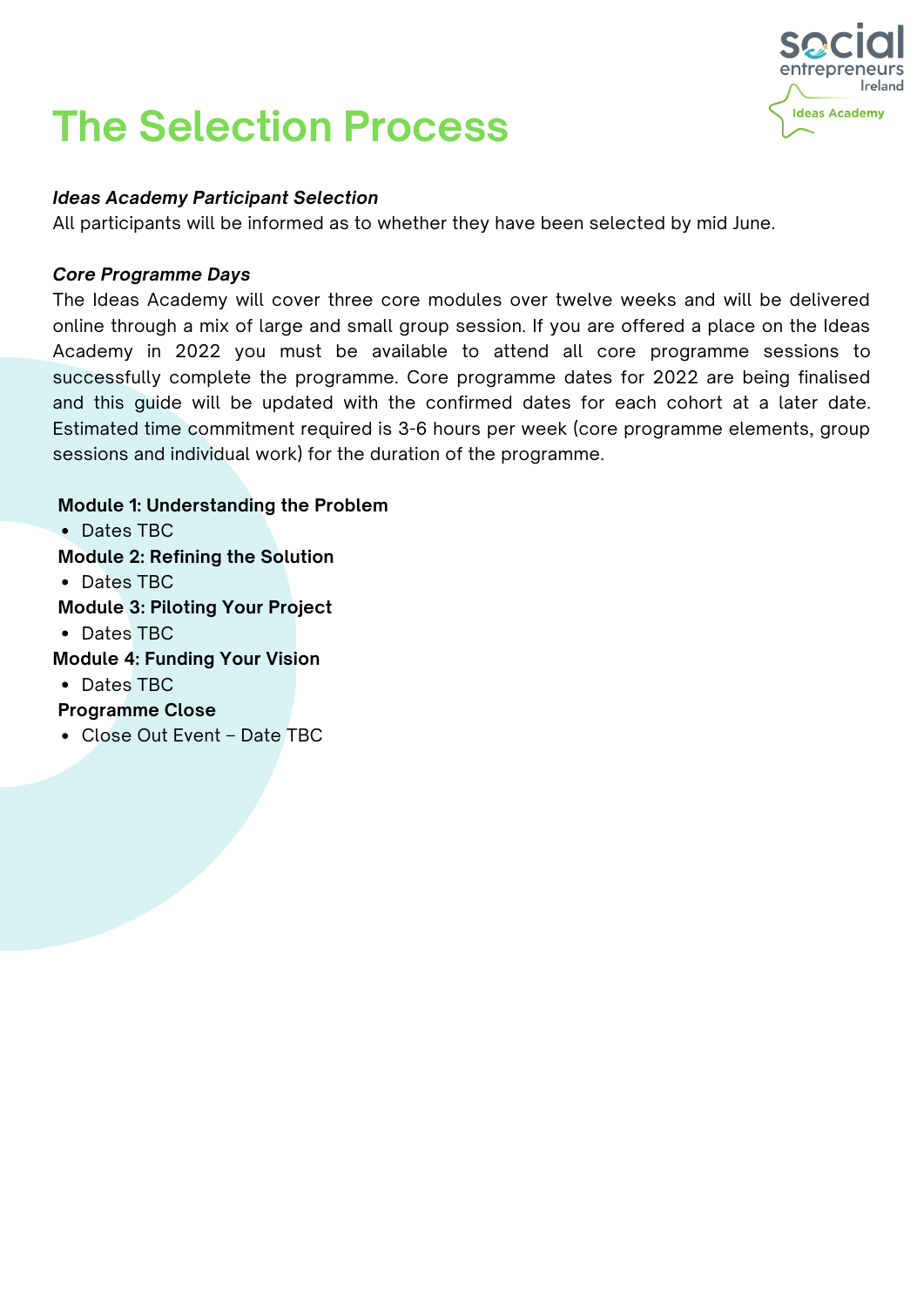# The Selection Process

***Ideas Academy Participant Selection***
All participants will be informed as to whether they have been selected by mid June.

***Core Programme Days***
The Ideas Academy will cover three core modules over twelve weeks and will be delivered online through a mix of large and small group session. If you are offered a place on the Ideas Academy in 2022 you must be available to attend all core programme sessions to successfully complete the programme. Core programme dates for 2022 are being finalised and this guide will be updated with the confirmed dates for each cohort at a later date. Estimated time commitment required is 3-6 hours per week (core programme elements, group sessions and individual work) for the duration of the programme.

**Module 1: Understanding the Problem**
- Dates TBC

**Module 2: Refining the Solution**
- Dates TBC

**Module 3: Piloting Your Project**
- Dates TBC

**Module 4: Funding Your Vision**
- Dates TBC

**Programme Close**
- Close Out Event – Date TBC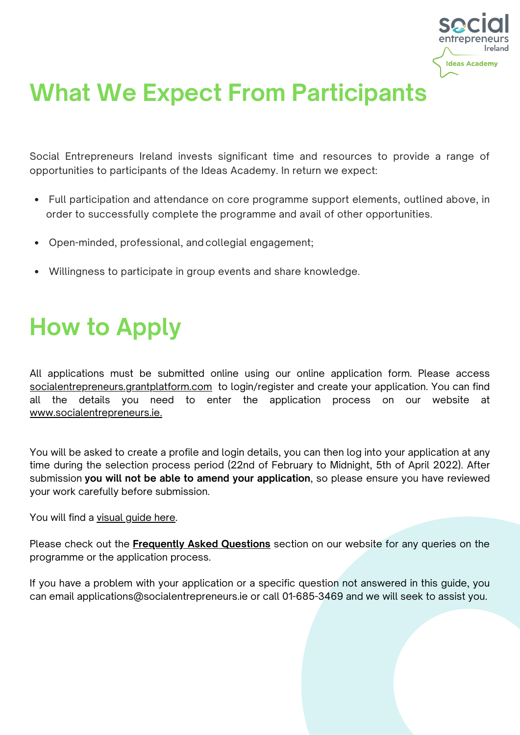# What We Expect From Participants

Social Entrepreneurs Ireland invests significant time and resources to provide a range of opportunities to participants of the Ideas Academy. In return we expect:

- Full participation and attendance on core programme support elements, outlined above, in order to successfully complete the programme and avail of other opportunities.
- Open-minded, professional, and collegial engagement;
- Willingness to participate in group events and share knowledge.

# How to Apply

All applications must be submitted online using our online application form. Please access socialentrepreneurs.grantplatform.com to login/register and create your application. You can find all the details you need to enter the application process on our website at www.socialentrepreneurs.ie.

You will be asked to create a profile and login details, you can then log into your application at any time during the selection process period (22nd of February to Midnight, 5th of April 2022). After submission **you will not be able to amend your application**, so please ensure you have reviewed your work carefully before submission.

You will find a visual guide here.

Please check out the **Frequently Asked Questions** section on our website for any queries on the programme or the application process.

If you have a problem with your application or a specific question not answered in this guide, you can email applications@socialentrepreneurs.ie or call 01-685-3469 and we will seek to assist you.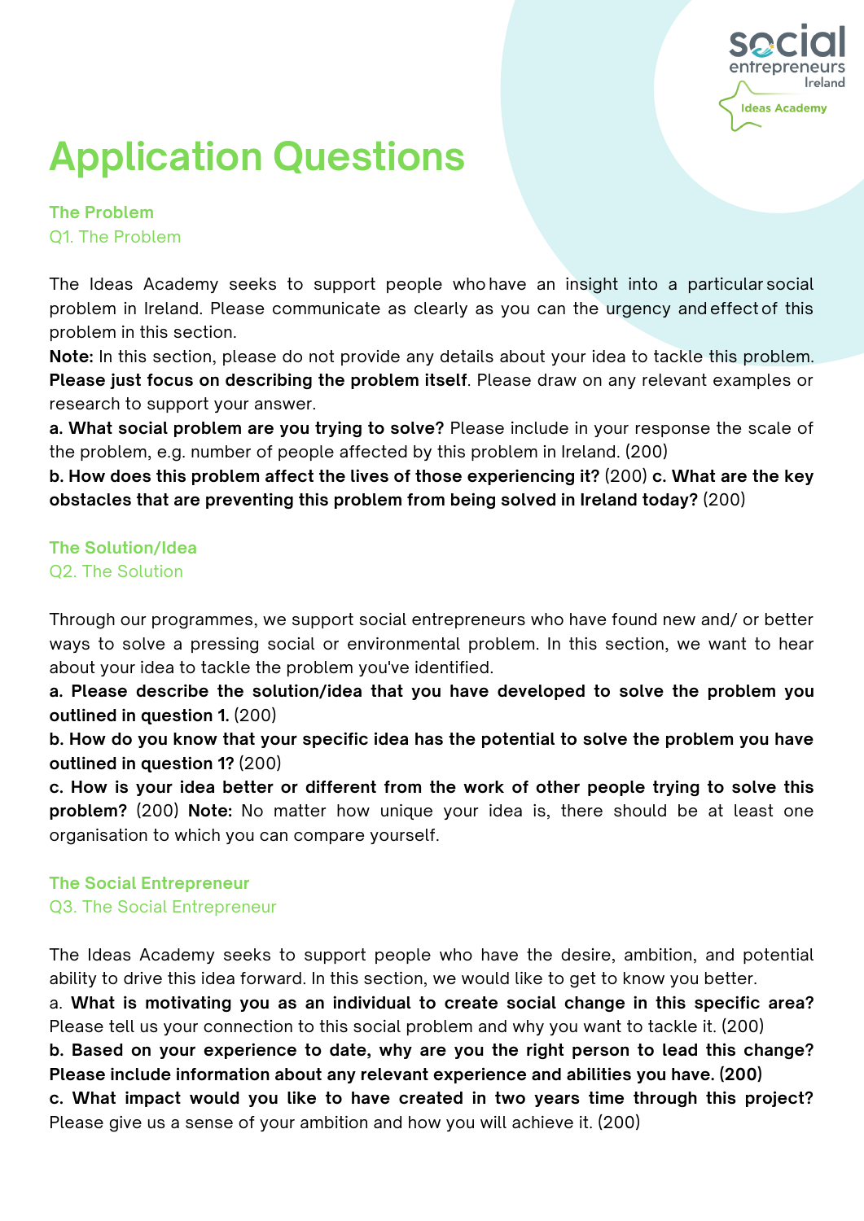# Application Questions

## The Problem

### Q1. The Problem

The Ideas Academy seeks to support people who have an insight into a particular social problem in Ireland. Please communicate as clearly as you can the urgency and effect of this problem in this section.

**Note:** In this section, please do not provide any details about your idea to tackle this problem. **Please just focus on describing the problem itself**. Please draw on any relevant examples or research to support your answer.

**a. What social problem are you trying to solve?** Please include in your response the scale of the problem, e.g. number of people affected by this problem in Ireland. (200)

**b. How does this problem affect the lives of those experiencing it?** (200) **c. What are the key obstacles that are preventing this problem from being solved in Ireland today?** (200)

## The Solution/Idea

### Q2. The Solution

Through our programmes, we support social entrepreneurs who have found new and/ or better ways to solve a pressing social or environmental problem. In this section, we want to hear about your idea to tackle the problem you've identified.

**a. Please describe the solution/idea that you have developed to solve the problem you outlined in question 1.** (200)

**b. How do you know that your specific idea has the potential to solve the problem you have outlined in question 1?** (200)

**c. How is your idea better or different from the work of other people trying to solve this problem?** (200) **Note:** No matter how unique your idea is, there should be at least one organisation to which you can compare yourself.

## The Social Entrepreneur

### Q3. The Social Entrepreneur

The Ideas Academy seeks to support people who have the desire, ambition, and potential ability to drive this idea forward. In this section, we would like to get to know you better.

a. **What is motivating you as an individual to create social change in this specific area?** Please tell us your connection to this social problem and why you want to tackle it. (200)

**b. Based on your experience to date, why are you the right person to lead this change? Please include information about any relevant experience and abilities you have. (200)**

**c. What impact would you like to have created in two years time through this project?** Please give us a sense of your ambition and how you will achieve it. (200)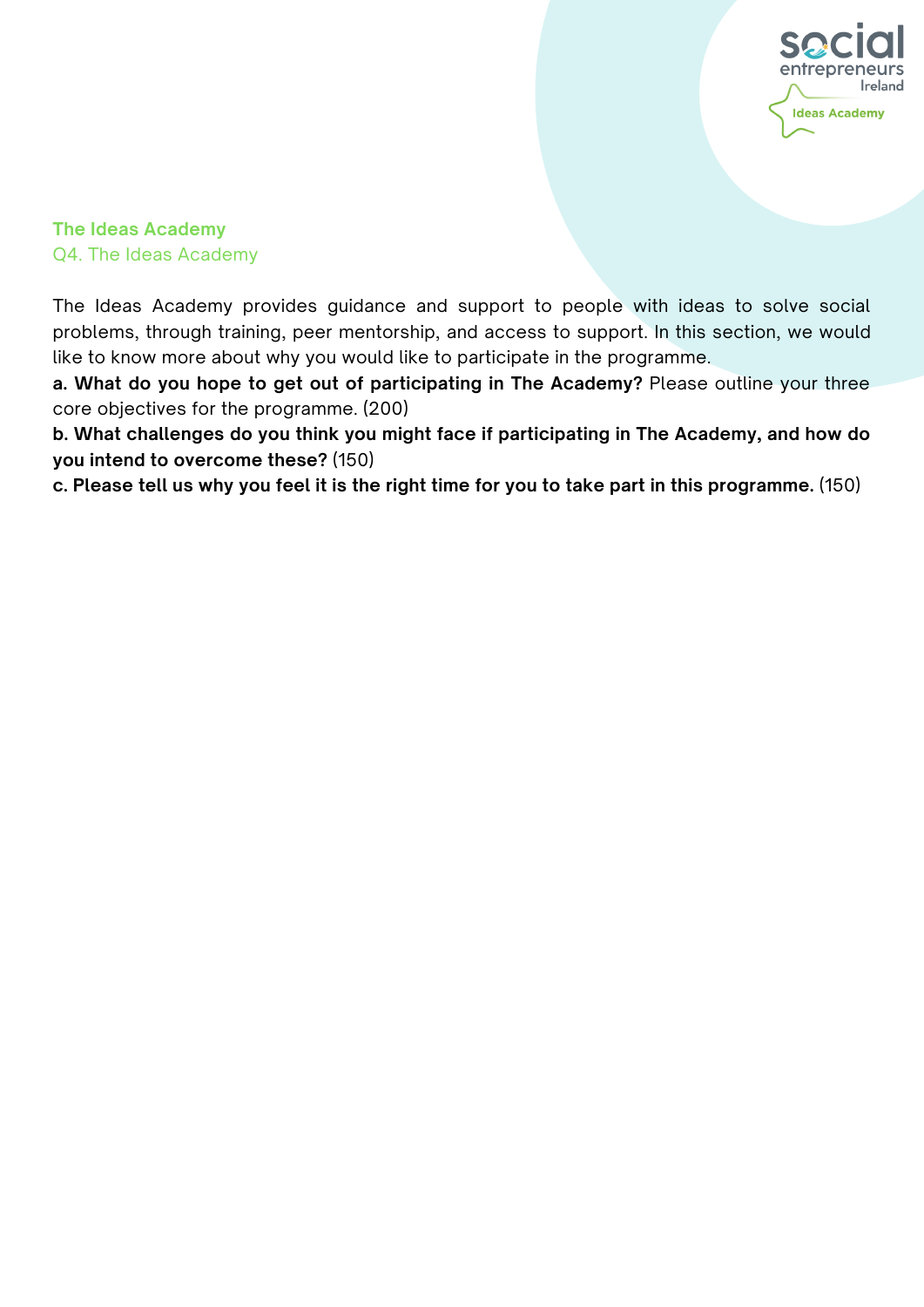## The Ideas Academy

Q4. The Ideas Academy

The Ideas Academy provides guidance and support to people with ideas to solve social problems, through training, peer mentorship, and access to support. In this section, we would like to know more about why you would like to participate in the programme.

**a. What do you hope to get out of participating in The Academy?** Please outline your three core objectives for the programme. (200)

**b. What challenges do you think you might face if participating in The Academy, and how do you intend to overcome these?** (150)

**c. Please tell us why you feel it is the right time for you to take part in this programme.** (150)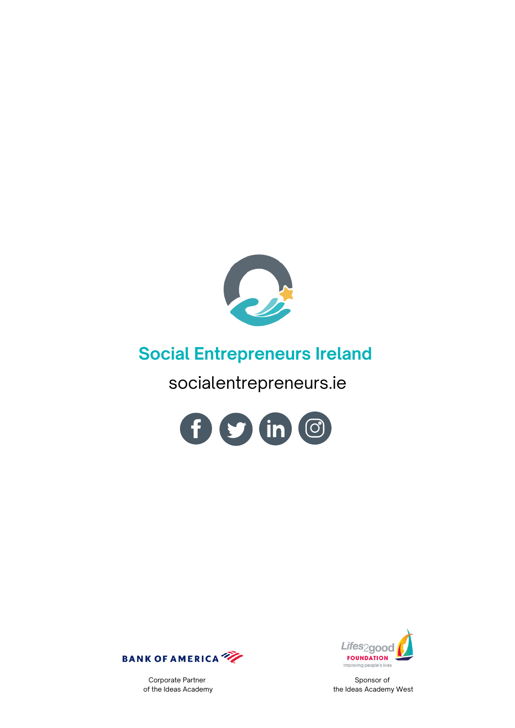## Social Entrepreneurs Ireland

socialentrepreneurs.ie

BANK OF AMERICA

Corporate Partner
of the Ideas Academy

Lifes2good FOUNDATION
Improving people's lives

Sponsor of
the Ideas Academy West